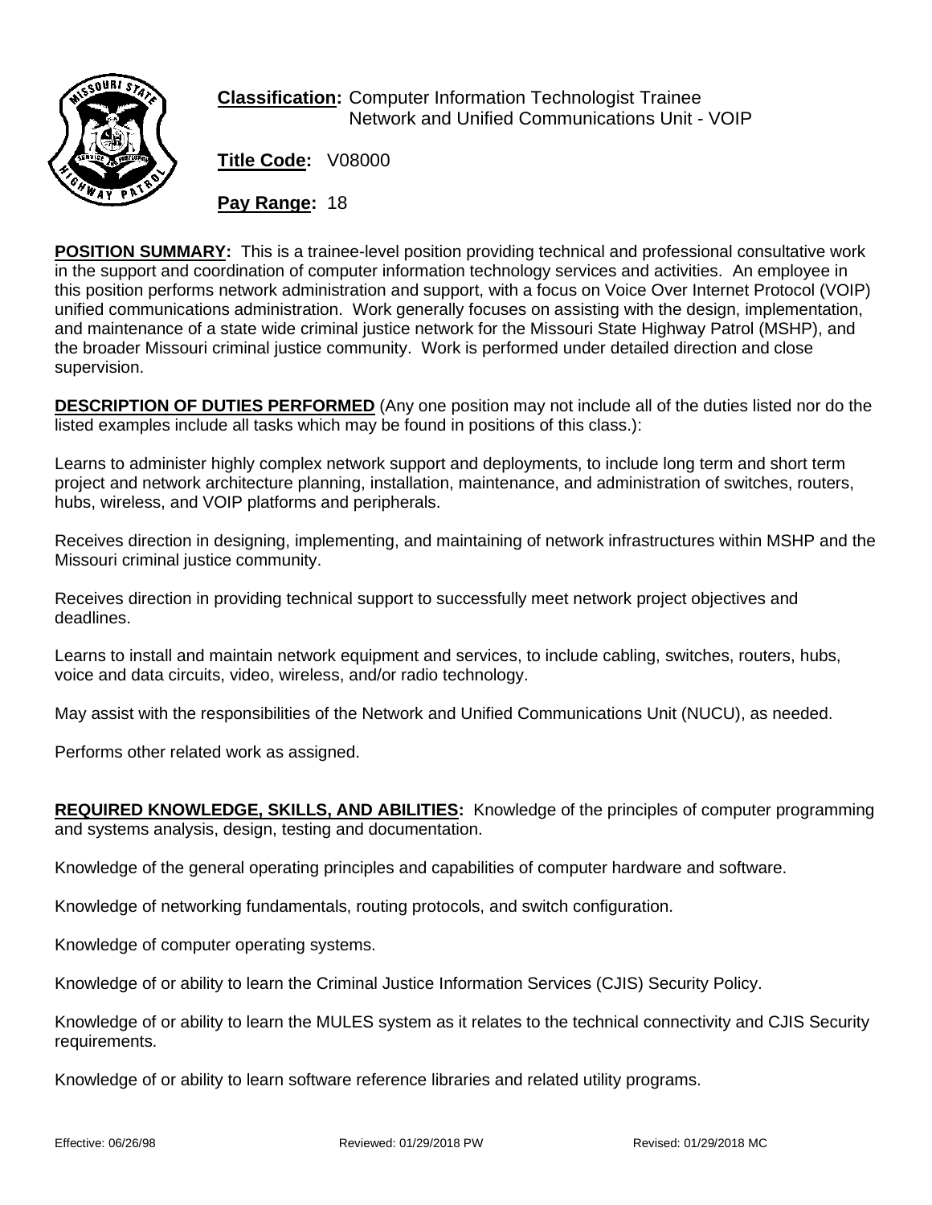**Classification:** Computer Information Technologist Trainee
Network and Unified Communications Unit - VOIP

**Title Code:** V08000

**Pay Range:** 18

**POSITION SUMMARY:** This is a trainee-level position providing technical and professional consultative work in the support and coordination of computer information technology services and activities. An employee in this position performs network administration and support, with a focus on Voice Over Internet Protocol (VOIP) unified communications administration. Work generally focuses on assisting with the design, implementation, and maintenance of a state wide criminal justice network for the Missouri State Highway Patrol (MSHP), and the broader Missouri criminal justice community. Work is performed under detailed direction and close supervision.

**DESCRIPTION OF DUTIES PERFORMED** (Any one position may not include all of the duties listed nor do the listed examples include all tasks which may be found in positions of this class.):

Learns to administer highly complex network support and deployments, to include long term and short term project and network architecture planning, installation, maintenance, and administration of switches, routers, hubs, wireless, and VOIP platforms and peripherals.

Receives direction in designing, implementing, and maintaining of network infrastructures within MSHP and the Missouri criminal justice community.

Receives direction in providing technical support to successfully meet network project objectives and deadlines.

Learns to install and maintain network equipment and services, to include cabling, switches, routers, hubs, voice and data circuits, video, wireless, and/or radio technology.

May assist with the responsibilities of the Network and Unified Communications Unit (NUCU), as needed.

Performs other related work as assigned.

**REQUIRED KNOWLEDGE, SKILLS, AND ABILITIES:** Knowledge of the principles of computer programming and systems analysis, design, testing and documentation.

Knowledge of the general operating principles and capabilities of computer hardware and software.

Knowledge of networking fundamentals, routing protocols, and switch configuration.

Knowledge of computer operating systems.

Knowledge of or ability to learn the Criminal Justice Information Services (CJIS) Security Policy.

Knowledge of or ability to learn the MULES system as it relates to the technical connectivity and CJIS Security requirements.

Knowledge of or ability to learn software reference libraries and related utility programs.

Effective: 06/26/98 Reviewed: 01/29/2018 PW Revised: 01/29/2018 MC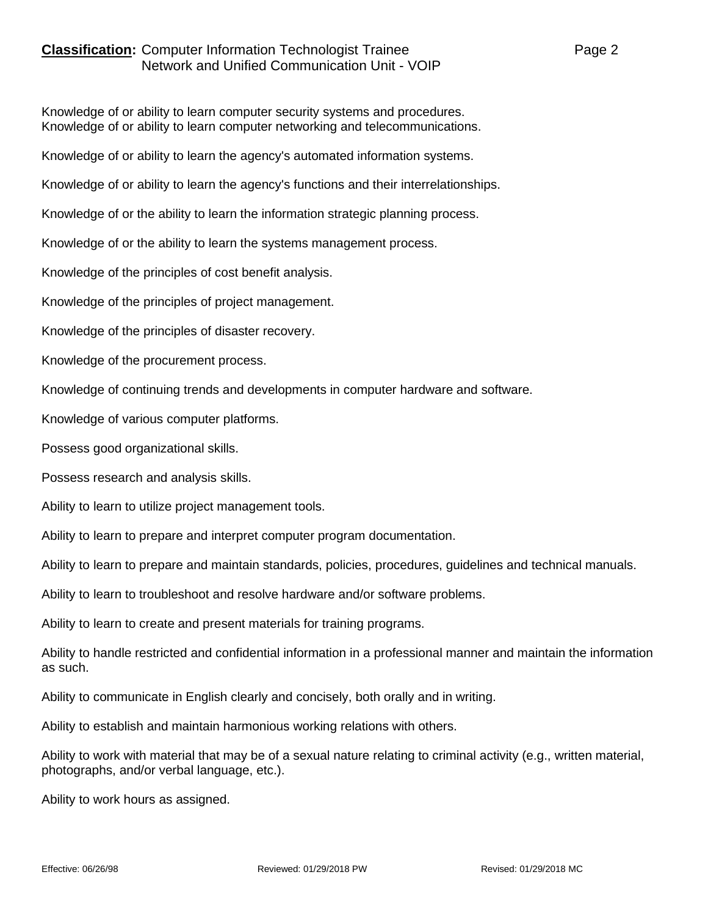Knowledge of or ability to learn computer security systems and procedures.
Knowledge of or ability to learn computer networking and telecommunications.

Knowledge of or ability to learn the agency's automated information systems.

Knowledge of or ability to learn the agency's functions and their interrelationships.

Knowledge of or the ability to learn the information strategic planning process.

Knowledge of or the ability to learn the systems management process.

Knowledge of the principles of cost benefit analysis.

Knowledge of the principles of project management.

Knowledge of the principles of disaster recovery.

Knowledge of the procurement process.

Knowledge of continuing trends and developments in computer hardware and software.

Knowledge of various computer platforms.

Possess good organizational skills.

Possess research and analysis skills.

Ability to learn to utilize project management tools.

Ability to learn to prepare and interpret computer program documentation.

Ability to learn to prepare and maintain standards, policies, procedures, guidelines and technical manuals.

Ability to learn to troubleshoot and resolve hardware and/or software problems.

Ability to learn to create and present materials for training programs.

Ability to handle restricted and confidential information in a professional manner and maintain the information as such.

Ability to communicate in English clearly and concisely, both orally and in writing.

Ability to establish and maintain harmonious working relations with others.

Ability to work with material that may be of a sexual nature relating to criminal activity (e.g., written material, photographs, and/or verbal language, etc.).

Ability to work hours as assigned.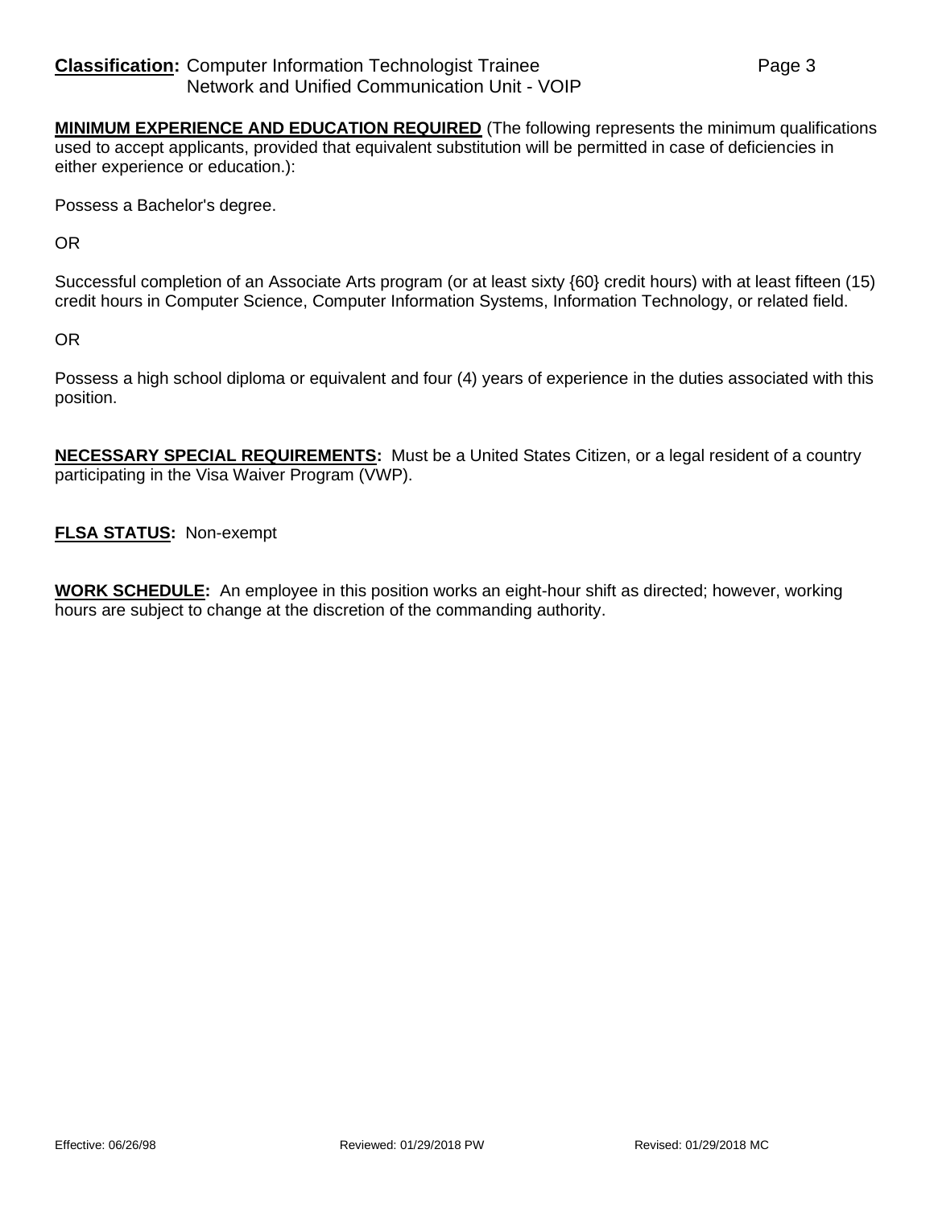**MINIMUM EXPERIENCE AND EDUCATION REQUIRED** (The following represents the minimum qualifications used to accept applicants, provided that equivalent substitution will be permitted in case of deficiencies in either experience or education.):

Possess a Bachelor's degree.

OR

Successful completion of an Associate Arts program (or at least sixty {60} credit hours) with at least fifteen (15) credit hours in Computer Science, Computer Information Systems, Information Technology, or related field.

OR

Possess a high school diploma or equivalent and four (4) years of experience in the duties associated with this position.

**NECESSARY SPECIAL REQUIREMENTS:** Must be a United States Citizen, or a legal resident of a country participating in the Visa Waiver Program (VWP).

**FLSA STATUS:** Non-exempt

**WORK SCHEDULE:** An employee in this position works an eight-hour shift as directed; however, working hours are subject to change at the discretion of the commanding authority.

Effective: 06/26/98 Reviewed: 01/29/2018 PW Revised: 01/29/2018 MC